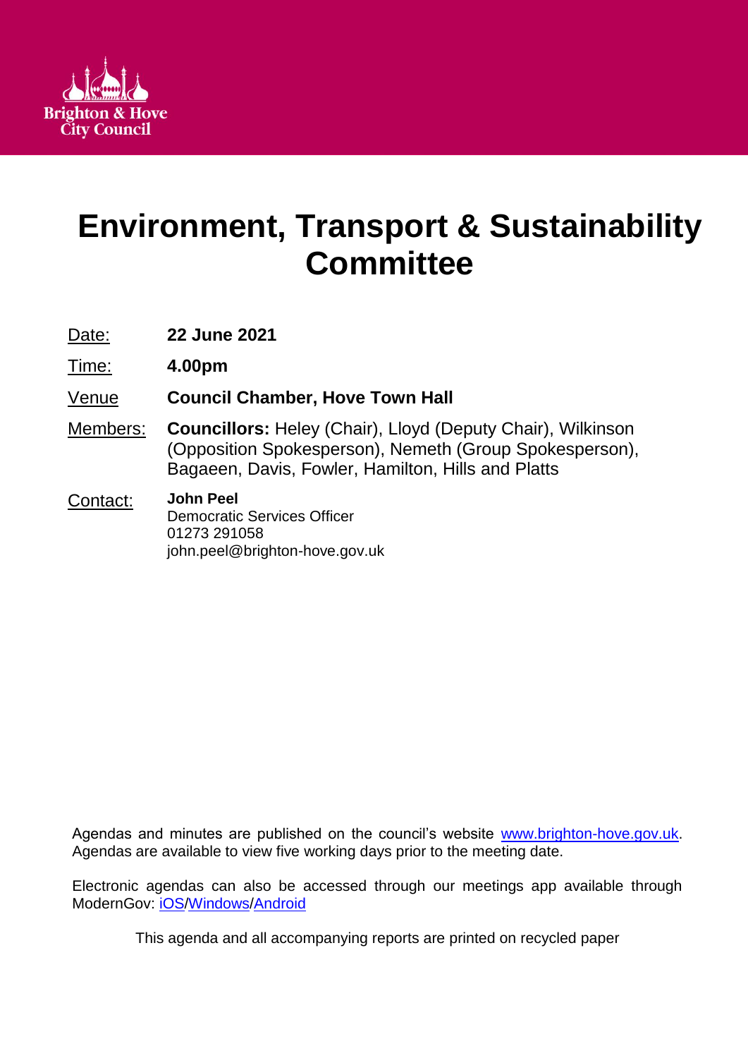Brighton & Hove City Council

# Environment, Transport & Sustainability Committee

| | |
|---|---|
| Date: | **22 June 2021** |
| Time: | **4.00pm** |
| Venue | **Council Chamber, Hove Town Hall** |
| Members: | **Councillors:** Heley (Chair), Lloyd (Deputy Chair), Wilkinson (Opposition Spokesperson), Nemeth (Group Spokesperson), Bagaeen, Davis, Fowler, Hamilton, Hills and Platts |
| Contact: | **John Peel**<br>Democratic Services Officer<br>01273 291058<br>john.peel@brighton-hove.gov.uk |

Agendas and minutes are published on the council's website www.brighton-hove.gov.uk. Agendas are available to view five working days prior to the meeting date.

Electronic agendas can also be accessed through our meetings app available through ModernGov: iOS/Windows/Android

This agenda and all accompanying reports are printed on recycled paper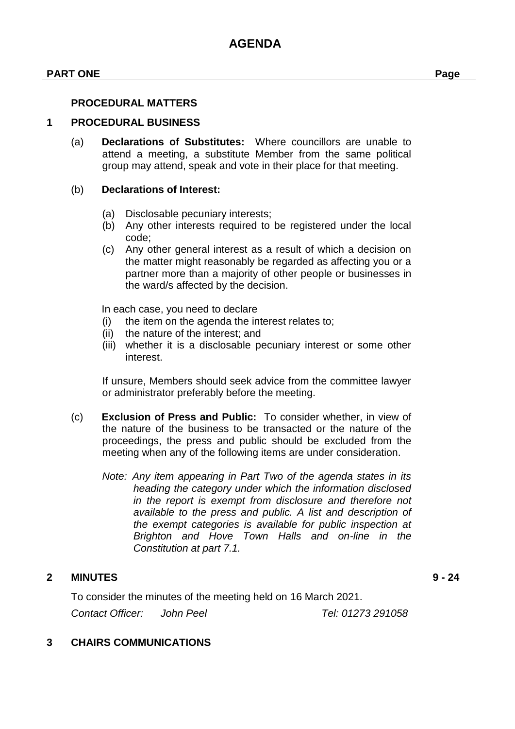# AGENDA

**PART ONE** **Page**

**PROCEDURAL MATTERS**

## 1 PROCEDURAL BUSINESS

(a) **Declarations of Substitutes:** Where councillors are unable to attend a meeting, a substitute Member from the same political group may attend, speak and vote in their place for that meeting.

(b) **Declarations of Interest:**

- (a) Disclosable pecuniary interests;
- (b) Any other interests required to be registered under the local code;
- (c) Any other general interest as a result of which a decision on the matter might reasonably be regarded as affecting you or a partner more than a majority of other people or businesses in the ward/s affected by the decision.

In each case, you need to declare

- (i) the item on the agenda the interest relates to;
- (ii) the nature of the interest; and
- (iii) whether it is a disclosable pecuniary interest or some other interest.

If unsure, Members should seek advice from the committee lawyer or administrator preferably before the meeting.

(c) **Exclusion of Press and Public:** To consider whether, in view of the nature of the business to be transacted or the nature of the proceedings, the press and public should be excluded from the meeting when any of the following items are under consideration.

*Note: Any item appearing in Part Two of the agenda states in its heading the category under which the information disclosed in the report is exempt from disclosure and therefore not available to the press and public. A list and description of the exempt categories is available for public inspection at Brighton and Hove Town Halls and on-line in the Constitution at part 7.1.*

## 2 MINUTES 9 - 24

To consider the minutes of the meeting held on 16 March 2021.

*Contact Officer: John Peel* *Tel: 01273 291058*

## 3 CHAIRS COMMUNICATIONS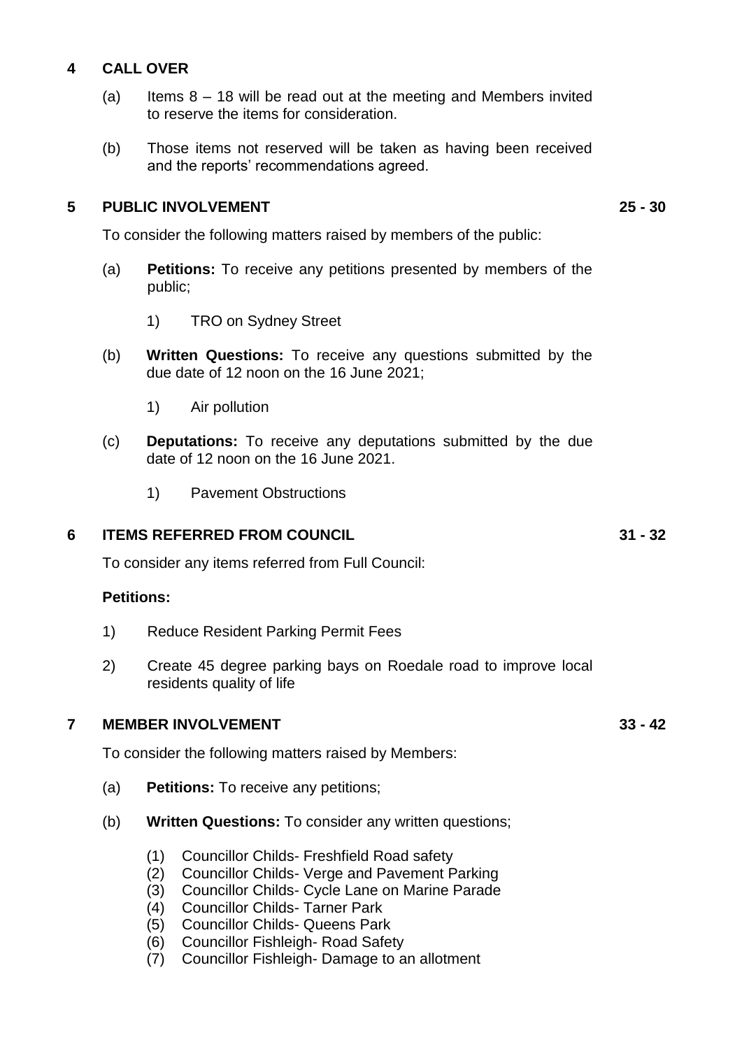## 4 CALL OVER

(a) Items 8 – 18 will be read out at the meeting and Members invited to reserve the items for consideration.

(b) Those items not reserved will be taken as having been received and the reports' recommendations agreed.

## 5 PUBLIC INVOLVEMENT 25 - 30

To consider the following matters raised by members of the public:

(a) **Petitions:** To receive any petitions presented by members of the public;

1) TRO on Sydney Street

(b) **Written Questions:** To receive any questions submitted by the due date of 12 noon on the 16 June 2021;

1) Air pollution

(c) **Deputations:** To receive any deputations submitted by the due date of 12 noon on the 16 June 2021.

1) Pavement Obstructions

## 6 ITEMS REFERRED FROM COUNCIL 31 - 32

To consider any items referred from Full Council:

**Petitions:**

1) Reduce Resident Parking Permit Fees

2) Create 45 degree parking bays on Roedale road to improve local residents quality of life

## 7 MEMBER INVOLVEMENT 33 - 42

To consider the following matters raised by Members:

(a) **Petitions:** To receive any petitions;

(b) **Written Questions:** To consider any written questions;

(1) Councillor Childs- Freshfield Road safety
(2) Councillor Childs- Verge and Pavement Parking
(3) Councillor Childs- Cycle Lane on Marine Parade
(4) Councillor Childs- Tarner Park
(5) Councillor Childs- Queens Park
(6) Councillor Fishleigh- Road Safety
(7) Councillor Fishleigh- Damage to an allotment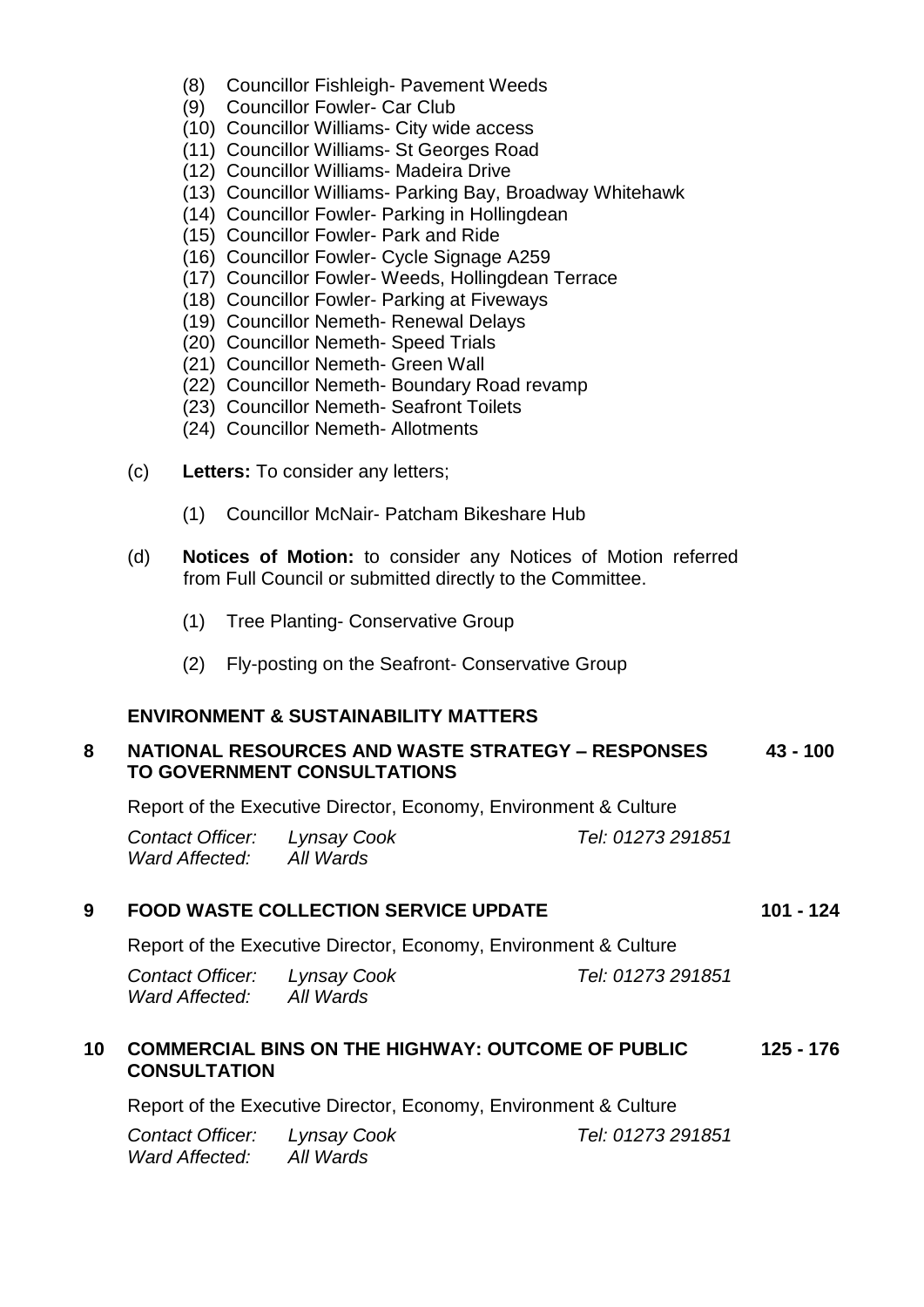(8) Councillor Fishleigh- Pavement Weeds
(9) Councillor Fowler- Car Club
(10) Councillor Williams- City wide access
(11) Councillor Williams- St Georges Road
(12) Councillor Williams- Madeira Drive
(13) Councillor Williams- Parking Bay, Broadway Whitehawk
(14) Councillor Fowler- Parking in Hollingdean
(15) Councillor Fowler- Park and Ride
(16) Councillor Fowler- Cycle Signage A259
(17) Councillor Fowler- Weeds, Hollingdean Terrace
(18) Councillor Fowler- Parking at Fiveways
(19) Councillor Nemeth- Renewal Delays
(20) Councillor Nemeth- Speed Trials
(21) Councillor Nemeth- Green Wall
(22) Councillor Nemeth- Boundary Road revamp
(23) Councillor Nemeth- Seafront Toilets
(24) Councillor Nemeth- Allotments

(c) **Letters:** To consider any letters;

(1) Councillor McNair- Patcham Bikeshare Hub

(d) **Notices of Motion:** to consider any Notices of Motion referred from Full Council or submitted directly to the Committee.

(1) Tree Planting- Conservative Group

(2) Fly-posting on the Seafront- Conservative Group

**ENVIRONMENT & SUSTAINABILITY MATTERS**

**8 NATIONAL RESOURCES AND WASTE STRATEGY – RESPONSES TO GOVERNMENT CONSULTATIONS** **43 - 100**

Report of the Executive Director, Economy, Environment & Culture

*Contact Officer:* *Lynsay Cook* *Tel: 01273 291851*
*Ward Affected:* *All Wards*

**9 FOOD WASTE COLLECTION SERVICE UPDATE** **101 - 124**

Report of the Executive Director, Economy, Environment & Culture

*Contact Officer:* *Lynsay Cook* *Tel: 01273 291851*
*Ward Affected:* *All Wards*

**10 COMMERCIAL BINS ON THE HIGHWAY: OUTCOME OF PUBLIC CONSULTATION** **125 - 176**

Report of the Executive Director, Economy, Environment & Culture

*Contact Officer:* *Lynsay Cook* *Tel: 01273 291851*
*Ward Affected:* *All Wards*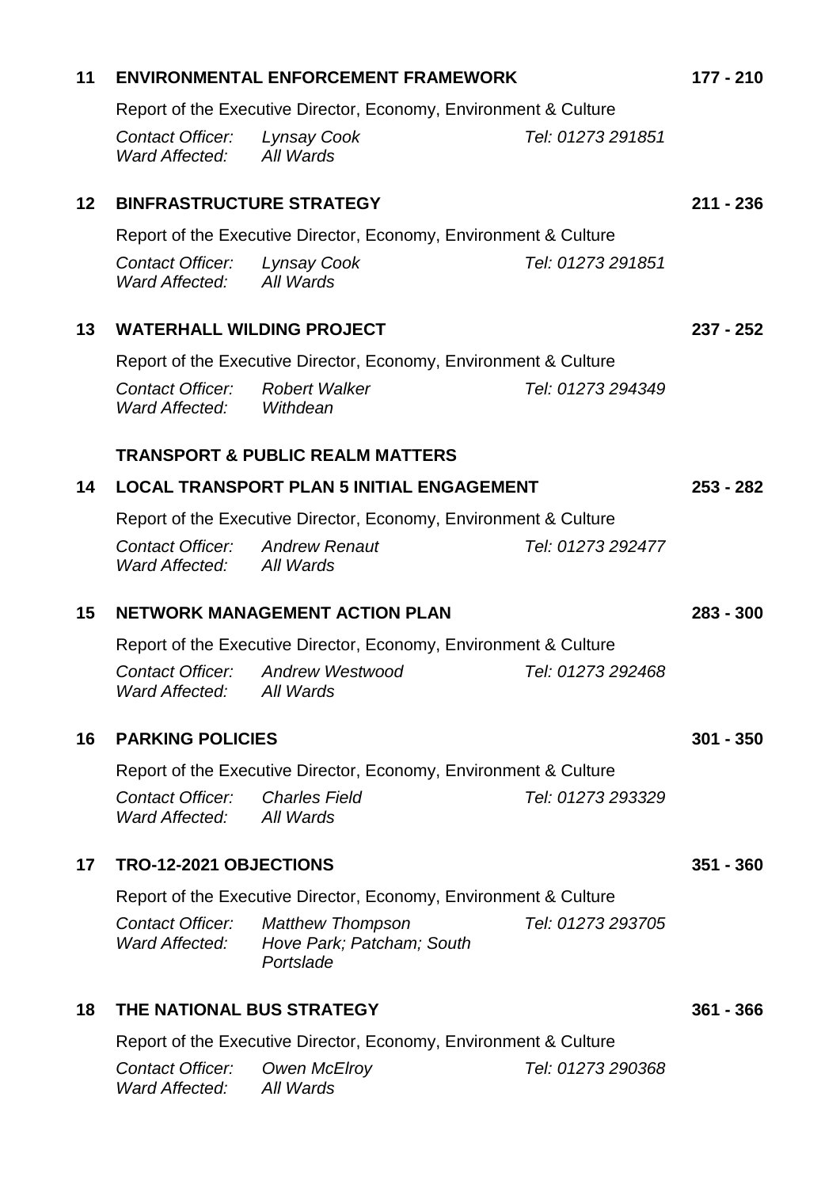**11 ENVIRONMENTAL ENFORCEMENT FRAMEWORK** — **177 - 210**

Report of the Executive Director, Economy, Environment & Culture

*Contact Officer:* *Lynsay Cook* *Tel: 01273 291851*
*Ward Affected:* *All Wards*

**12 BINFRASTRUCTURE STRATEGY** — **211 - 236**

Report of the Executive Director, Economy, Environment & Culture

*Contact Officer:* *Lynsay Cook* *Tel: 01273 291851*
*Ward Affected:* *All Wards*

**13 WATERHALL WILDING PROJECT** — **237 - 252**

Report of the Executive Director, Economy, Environment & Culture

*Contact Officer:* *Robert Walker* *Tel: 01273 294349*
*Ward Affected:* *Withdean*

**TRANSPORT & PUBLIC REALM MATTERS**

**14 LOCAL TRANSPORT PLAN 5 INITIAL ENGAGEMENT** — **253 - 282**

Report of the Executive Director, Economy, Environment & Culture

*Contact Officer:* *Andrew Renaut* *Tel: 01273 292477*
*Ward Affected:* *All Wards*

**15 NETWORK MANAGEMENT ACTION PLAN** — **283 - 300**

Report of the Executive Director, Economy, Environment & Culture

*Contact Officer:* *Andrew Westwood* *Tel: 01273 292468*
*Ward Affected:* *All Wards*

**16 PARKING POLICIES** — **301 - 350**

Report of the Executive Director, Economy, Environment & Culture

*Contact Officer:* *Charles Field* *Tel: 01273 293329*
*Ward Affected:* *All Wards*

**17 TRO-12-2021 OBJECTIONS** — **351 - 360**

Report of the Executive Director, Economy, Environment & Culture

*Contact Officer:* *Matthew Thompson* *Tel: 01273 293705*
*Ward Affected:* *Hove Park; Patcham; South Portslade*

**18 THE NATIONAL BUS STRATEGY** — **361 - 366**

Report of the Executive Director, Economy, Environment & Culture

*Contact Officer:* *Owen McElroy* *Tel: 01273 290368*
*Ward Affected:* *All Wards*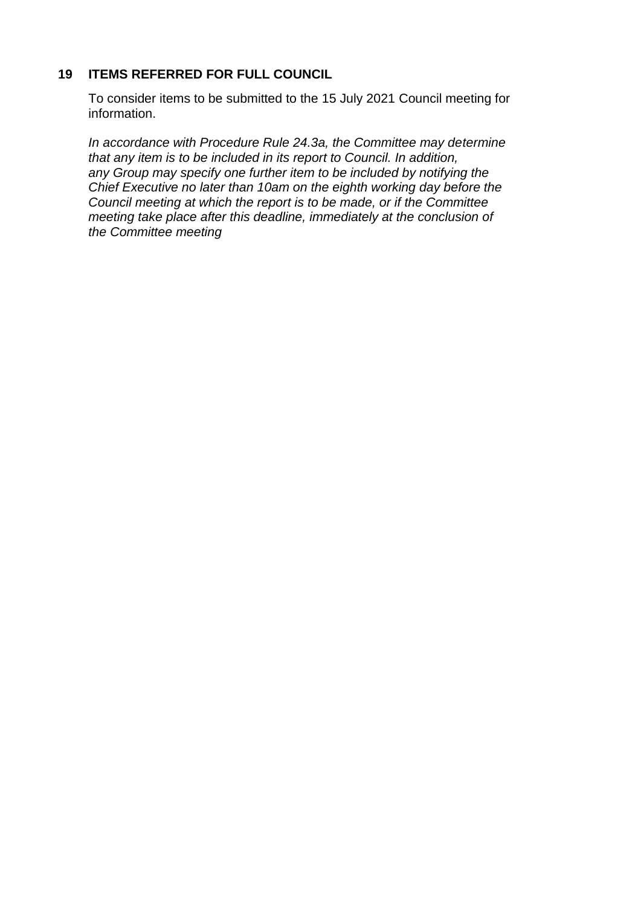## 19 ITEMS REFERRED FOR FULL COUNCIL

To consider items to be submitted to the 15 July 2021 Council meeting for information.

*In accordance with Procedure Rule 24.3a, the Committee may determine that any item is to be included in its report to Council. In addition, any Group may specify one further item to be included by notifying the Chief Executive no later than 10am on the eighth working day before the Council meeting at which the report is to be made, or if the Committee meeting take place after this deadline, immediately at the conclusion of the Committee meeting*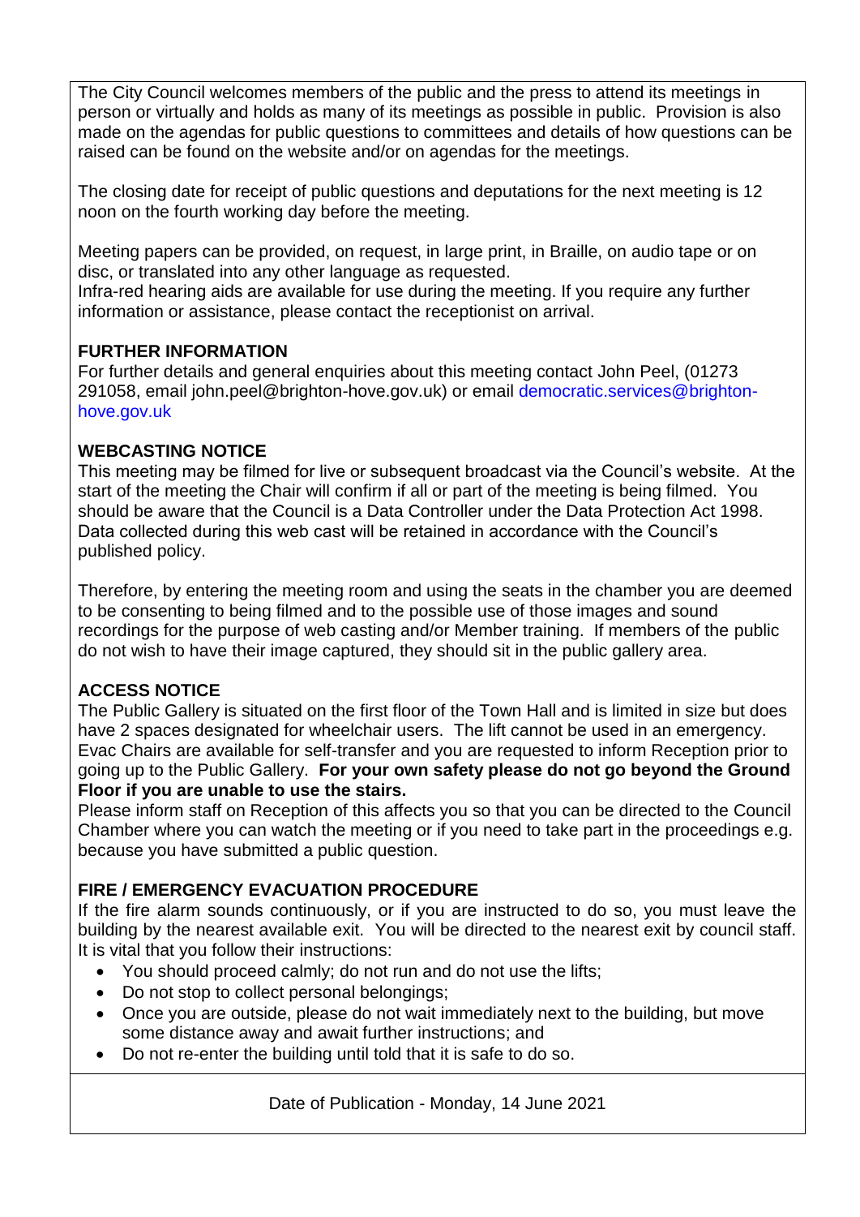The City Council welcomes members of the public and the press to attend its meetings in person or virtually and holds as many of its meetings as possible in public. Provision is also made on the agendas for public questions to committees and details of how questions can be raised can be found on the website and/or on agendas for the meetings.

The closing date for receipt of public questions and deputations for the next meeting is 12 noon on the fourth working day before the meeting.

Meeting papers can be provided, on request, in large print, in Braille, on audio tape or on disc, or translated into any other language as requested.
Infra-red hearing aids are available for use during the meeting. If you require any further information or assistance, please contact the receptionist on arrival.

**FURTHER INFORMATION**
For further details and general enquiries about this meeting contact John Peel, (01273 291058, email john.peel@brighton-hove.gov.uk) or email democratic.services@brighton-hove.gov.uk

**WEBCASTING NOTICE**
This meeting may be filmed for live or subsequent broadcast via the Council's website. At the start of the meeting the Chair will confirm if all or part of the meeting is being filmed. You should be aware that the Council is a Data Controller under the Data Protection Act 1998. Data collected during this web cast will be retained in accordance with the Council's published policy.

Therefore, by entering the meeting room and using the seats in the chamber you are deemed to be consenting to being filmed and to the possible use of those images and sound recordings for the purpose of web casting and/or Member training. If members of the public do not wish to have their image captured, they should sit in the public gallery area.

**ACCESS NOTICE**
The Public Gallery is situated on the first floor of the Town Hall and is limited in size but does have 2 spaces designated for wheelchair users. The lift cannot be used in an emergency. Evac Chairs are available for self-transfer and you are requested to inform Reception prior to going up to the Public Gallery. **For your own safety please do not go beyond the Ground Floor if you are unable to use the stairs.**
Please inform staff on Reception of this affects you so that you can be directed to the Council Chamber where you can watch the meeting or if you need to take part in the proceedings e.g. because you have submitted a public question.

**FIRE / EMERGENCY EVACUATION PROCEDURE**
If the fire alarm sounds continuously, or if you are instructed to do so, you must leave the building by the nearest available exit. You will be directed to the nearest exit by council staff. It is vital that you follow their instructions:

- You should proceed calmly; do not run and do not use the lifts;
- Do not stop to collect personal belongings;
- Once you are outside, please do not wait immediately next to the building, but move some distance away and await further instructions; and
- Do not re-enter the building until told that it is safe to do so.

Date of Publication - Monday, 14 June 2021